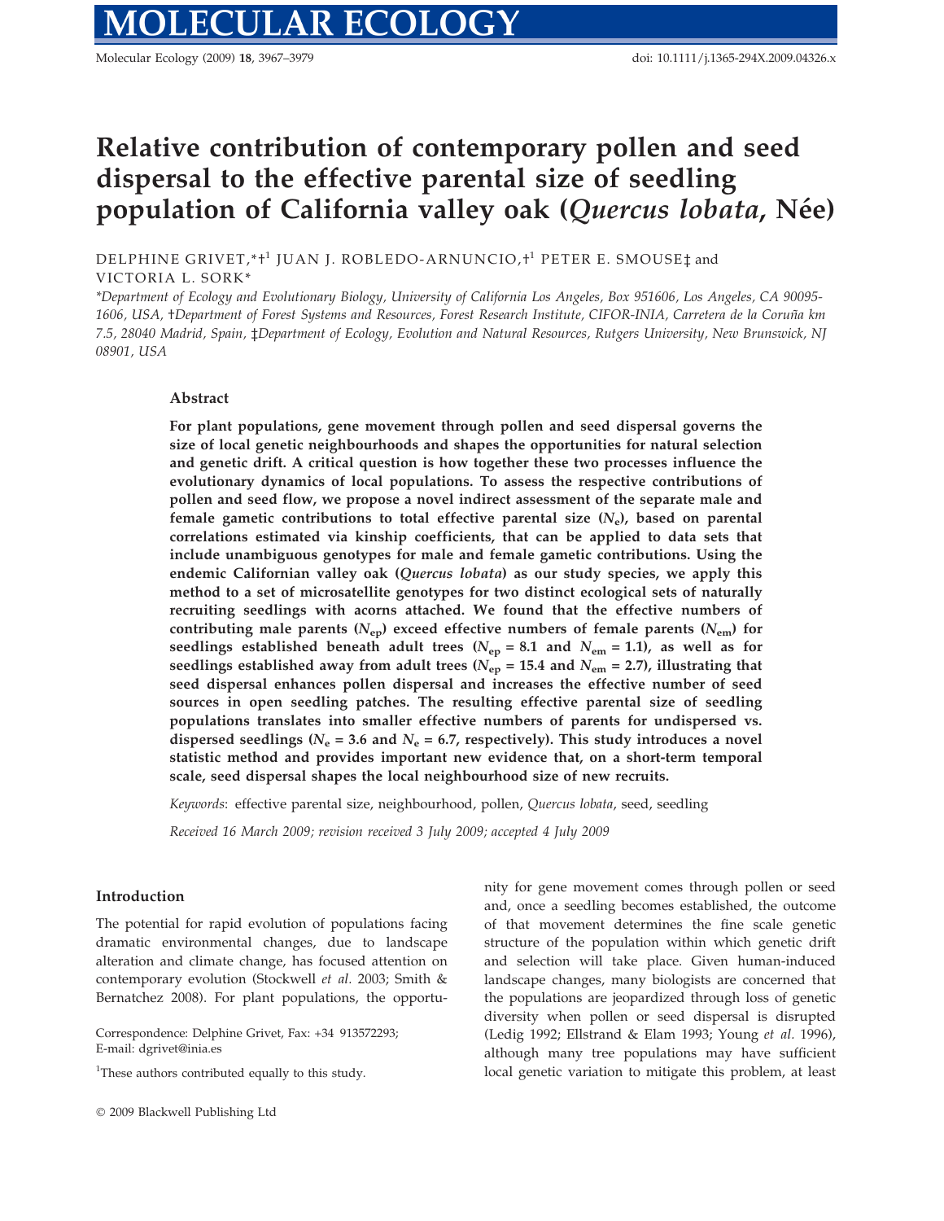# Relative contribution of contemporary pollen and seed dispersal to the effective parental size of seedling population of California valley oak (*Quercus lobata*, Née)

DELPHINE GRIVET,*†[1] JUAN J. ROBLEDO-ARNUNCIO,†[1] PETER E. SMOUSE‡ and VICTORIA L. SORK*

*\*Department of Ecology and Evolutionary Biology, University of California Los Angeles, Box 951606, Los Angeles, CA 90095-1606, USA, †Department of Forest Systems and Resources, Forest Research Institute, CIFOR-INIA, Carretera de la Coruña km 7.5, 28040 Madrid, Spain, ‡Department of Ecology, Evolution and Natural Resources, Rutgers University, New Brunswick, NJ 08901, USA*

## Abstract

**For plant populations, gene movement through pollen and seed dispersal governs the size of local genetic neighbourhoods and shapes the opportunities for natural selection and genetic drift. A critical question is how together these two processes influence the evolutionary dynamics of local populations. To assess the respective contributions of pollen and seed flow, we propose a novel indirect assessment of the separate male and female gametic contributions to total effective parental size ($N_e$), based on parental correlations estimated via kinship coefficients, that can be applied to data sets that include unambiguous genotypes for male and female gametic contributions. Using the endemic Californian valley oak (*Quercus lobata*) as our study species, we apply this method to a set of microsatellite genotypes for two distinct ecological sets of naturally recruiting seedlings with acorns attached. We found that the effective numbers of contributing male parents ($N_{ep}$) exceed effective numbers of female parents ($N_{em}$) for seedlings established beneath adult trees ($N_{ep}$ = 8.1 and $N_{em}$ = 1.1), as well as for seedlings established away from adult trees ($N_{ep}$ = 15.4 and $N_{em}$ = 2.7), illustrating that seed dispersal enhances pollen dispersal and increases the effective number of seed sources in open seedling patches. The resulting effective parental size of seedling populations translates into smaller effective numbers of parents for undispersed vs. dispersed seedlings ($N_e$ = 3.6 and $N_e$ = 6.7, respectively). This study introduces a novel statistic method and provides important new evidence that, on a short-term temporal scale, seed dispersal shapes the local neighbourhood size of new recruits.**

*Keywords*: effective parental size, neighbourhood, pollen, *Quercus lobata*, seed, seedling

*Received 16 March 2009; revision received 3 July 2009; accepted 4 July 2009*

## Introduction

The potential for rapid evolution of populations facing dramatic environmental changes, due to landscape alteration and climate change, has focused attention on contemporary evolution (Stockwell *et al.* 2003; Smith & Bernatchez 2008). For plant populations, the opportunity for gene movement comes through pollen or seed and, once a seedling becomes established, the outcome of that movement determines the fine scale genetic structure of the population within which genetic drift and selection will take place. Given human-induced landscape changes, many biologists are concerned that the populations are jeopardized through loss of genetic diversity when pollen or seed dispersal is disrupted (Ledig 1992; Ellstrand & Elam 1993; Young *et al.* 1996), although many tree populations may have sufficient local genetic variation to mitigate this problem, at least

Correspondence: Delphine Grivet, Fax: +34 913572293; E-mail: dgrivet@inia.es

[1]These authors contributed equally to this study.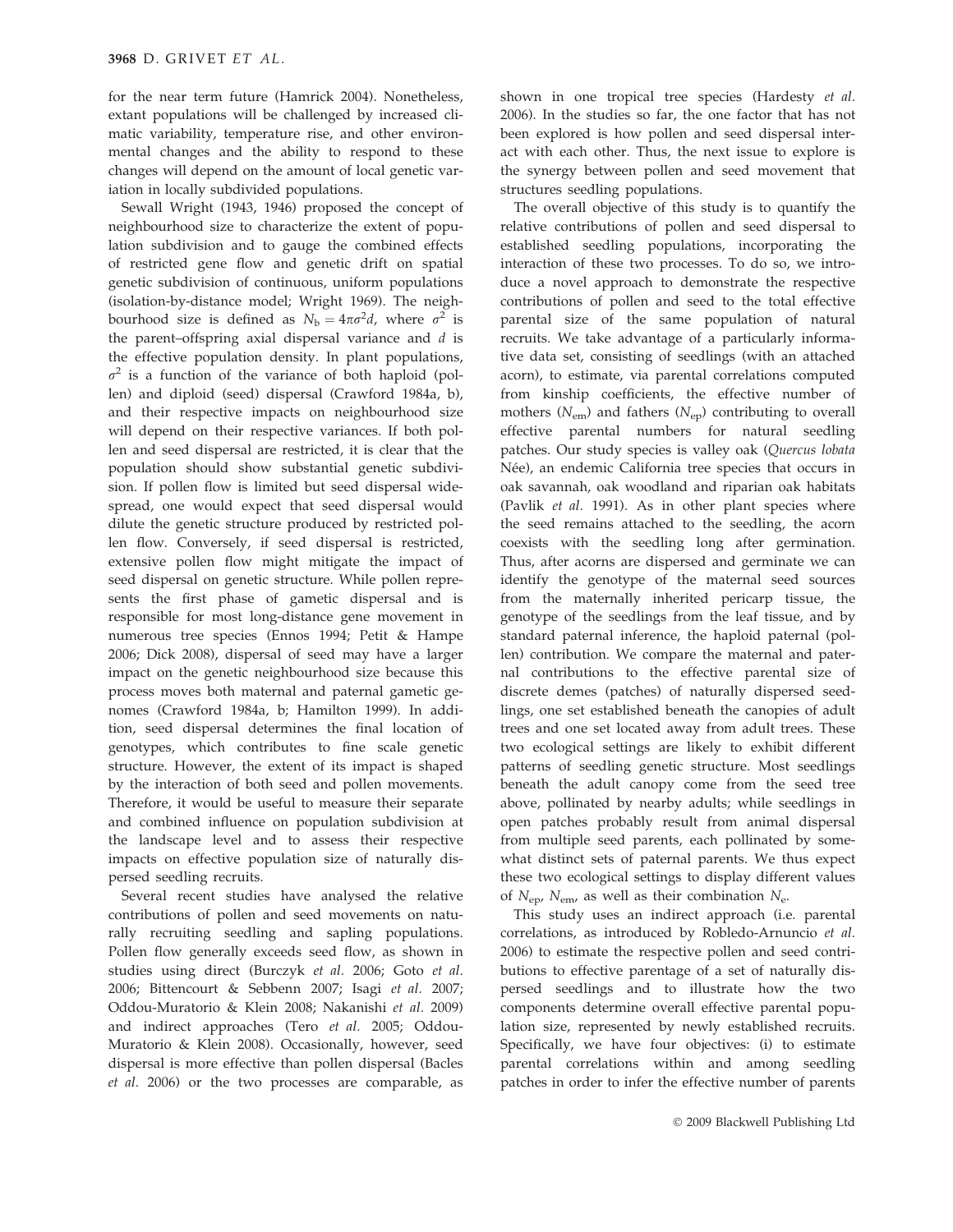for the near term future (Hamrick 2004). Nonetheless, extant populations will be challenged by increased climatic variability, temperature rise, and other environmental changes and the ability to respond to these changes will depend on the amount of local genetic variation in locally subdivided populations.

Sewall Wright (1943, 1946) proposed the concept of neighbourhood size to characterize the extent of population subdivision and to gauge the combined effects of restricted gene flow and genetic drift on spatial genetic subdivision of continuous, uniform populations (isolation-by-distance model; Wright 1969). The neighbourhood size is defined as $N_b = 4\pi\sigma^2 d$, where $\sigma^2$ is the parent–offspring axial dispersal variance and $d$ is the effective population density. In plant populations, $\sigma^2$ is a function of the variance of both haploid (pollen) and diploid (seed) dispersal (Crawford 1984a, b), and their respective impacts on neighbourhood size will depend on their respective variances. If both pollen and seed dispersal are restricted, it is clear that the population should show substantial genetic subdivision. If pollen flow is limited but seed dispersal widespread, one would expect that seed dispersal would dilute the genetic structure produced by restricted pollen flow. Conversely, if seed dispersal is restricted, extensive pollen flow might mitigate the impact of seed dispersal on genetic structure. While pollen represents the first phase of gametic dispersal and is responsible for most long-distance gene movement in numerous tree species (Ennos 1994; Petit & Hampe 2006; Dick 2008), dispersal of seed may have a larger impact on the genetic neighbourhood size because this process moves both maternal and paternal gametic genomes (Crawford 1984a, b; Hamilton 1999). In addition, seed dispersal determines the final location of genotypes, which contributes to fine scale genetic structure. However, the extent of its impact is shaped by the interaction of both seed and pollen movements. Therefore, it would be useful to measure their separate and combined influence on population subdivision at the landscape level and to assess their respective impacts on effective population size of naturally dispersed seedling recruits.

Several recent studies have analysed the relative contributions of pollen and seed movements on naturally recruiting seedling and sapling populations. Pollen flow generally exceeds seed flow, as shown in studies using direct (Burczyk *et al.* 2006; Goto *et al.* 2006; Bittencourt & Sebbenn 2007; Isagi *et al.* 2007; Oddou-Muratorio & Klein 2008; Nakanishi *et al.* 2009) and indirect approaches (Tero *et al.* 2005; Oddou-Muratorio & Klein 2008). Occasionally, however, seed dispersal is more effective than pollen dispersal (Bacles *et al.* 2006) or the two processes are comparable, as shown in one tropical tree species (Hardesty *et al.* 2006). In the studies so far, the one factor that has not been explored is how pollen and seed dispersal interact with each other. Thus, the next issue to explore is the synergy between pollen and seed movement that structures seedling populations.

The overall objective of this study is to quantify the relative contributions of pollen and seed dispersal to established seedling populations, incorporating the interaction of these two processes. To do so, we introduce a novel approach to demonstrate the respective contributions of pollen and seed to the total effective parental size of the same population of natural recruits. We take advantage of a particularly informative data set, consisting of seedlings (with an attached acorn), to estimate, via parental correlations computed from kinship coefficients, the effective number of mothers ($N_{em}$) and fathers ($N_{ep}$) contributing to overall effective parental numbers for natural seedling patches. Our study species is valley oak (*Quercus lobata* Née), an endemic California tree species that occurs in oak savannah, oak woodland and riparian oak habitats (Pavlik *et al.* 1991). As in other plant species where the seed remains attached to the seedling, the acorn coexists with the seedling long after germination. Thus, after acorns are dispersed and germinate we can identify the genotype of the maternal seed sources from the maternally inherited pericarp tissue, the genotype of the seedlings from the leaf tissue, and by standard paternal inference, the haploid paternal (pollen) contribution. We compare the maternal and paternal contributions to the effective parental size of discrete demes (patches) of naturally dispersed seedlings, one set established beneath the canopies of adult trees and one set located away from adult trees. These two ecological settings are likely to exhibit different patterns of seedling genetic structure. Most seedlings beneath the adult canopy come from the seed tree above, pollinated by nearby adults; while seedlings in open patches probably result from animal dispersal from multiple seed parents, each pollinated by somewhat distinct sets of paternal parents. We thus expect these two ecological settings to display different values of $N_{ep}$, $N_{em}$, as well as their combination $N_e$.

This study uses an indirect approach (i.e. parental correlations, as introduced by Robledo-Arnuncio *et al.* 2006) to estimate the respective pollen and seed contributions to effective parentage of a set of naturally dispersed seedlings and to illustrate how the two components determine overall effective parental population size, represented by newly established recruits. Specifically, we have four objectives: (i) to estimate parental correlations within and among seedling patches in order to infer the effective number of parents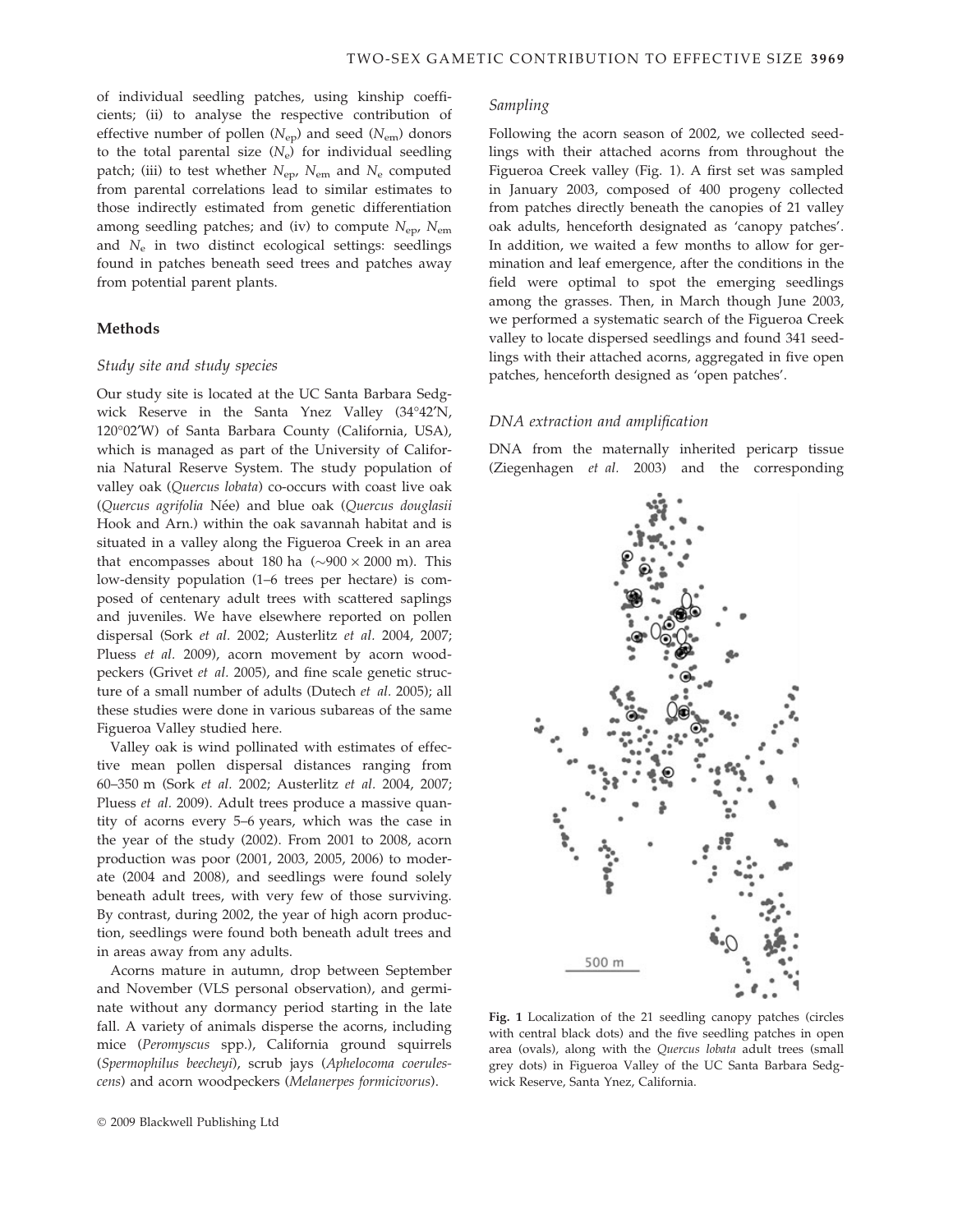of individual seedling patches, using kinship coefficients; (ii) to analyse the respective contribution of effective number of pollen ($N_{ep}$) and seed ($N_{em}$) donors to the total parental size ($N_e$) for individual seedling patch; (iii) to test whether $N_{ep}$, $N_{em}$ and $N_e$ computed from parental correlations lead to similar estimates to those indirectly estimated from genetic differentiation among seedling patches; and (iv) to compute $N_{ep}$, $N_{em}$ and $N_e$ in two distinct ecological settings: seedlings found in patches beneath seed trees and patches away from potential parent plants.

## Methods

### Study site and study species

Our study site is located at the UC Santa Barbara Sedgwick Reserve in the Santa Ynez Valley (34°42′N, 120°02′W) of Santa Barbara County (California, USA), which is managed as part of the University of California Natural Reserve System. The study population of valley oak (*Quercus lobata*) co-occurs with coast live oak (*Quercus agrifolia* Née) and blue oak (*Quercus douglasii* Hook and Arn.) within the oak savannah habitat and is situated in a valley along the Figueroa Creek in an area that encompasses about 180 ha (~900 × 2000 m). This low-density population (1–6 trees per hectare) is composed of centenary adult trees with scattered saplings and juveniles. We have elsewhere reported on pollen dispersal (Sork *et al.* 2002; Austerlitz *et al.* 2004, 2007; Pluess *et al.* 2009), acorn movement by acorn woodpeckers (Grivet *et al.* 2005), and fine scale genetic structure of a small number of adults (Dutech *et al.* 2005); all these studies were done in various subareas of the same Figueroa Valley studied here.

Valley oak is wind pollinated with estimates of effective mean pollen dispersal distances ranging from 60–350 m (Sork *et al.* 2002; Austerlitz *et al.* 2004, 2007; Pluess *et al.* 2009). Adult trees produce a massive quantity of acorns every 5–6 years, which was the case in the year of the study (2002). From 2001 to 2008, acorn production was poor (2001, 2003, 2005, 2006) to moderate (2004 and 2008), and seedlings were found solely beneath adult trees, with very few of those surviving. By contrast, during 2002, the year of high acorn production, seedlings were found both beneath adult trees and in areas away from any adults.

Acorns mature in autumn, drop between September and November (VLS personal observation), and germinate without any dormancy period starting in the late fall. A variety of animals disperse the acorns, including mice (*Peromyscus* spp.), California ground squirrels (*Spermophilus beecheyi*), scrub jays (*Aphelocoma coerulescens*) and acorn woodpeckers (*Melanerpes formicivorus*).

### Sampling

Following the acorn season of 2002, we collected seedlings with their attached acorns from throughout the Figueroa Creek valley (Fig. 1). A first set was sampled in January 2003, composed of 400 progeny collected from patches directly beneath the canopies of 21 valley oak adults, henceforth designated as 'canopy patches'. In addition, we waited a few months to allow for germination and leaf emergence, after the conditions in the field were optimal to spot the emerging seedlings among the grasses. Then, in March though June 2003, we performed a systematic search of the Figueroa Creek valley to locate dispersed seedlings and found 341 seedlings with their attached acorns, aggregated in five open patches, henceforth designed as 'open patches'.

### DNA extraction and amplification

DNA from the maternally inherited pericarp tissue (Ziegenhagen *et al.* 2003) and the corresponding

**Fig. 1** Localization of the 21 seedling canopy patches (circles with central black dots) and the five seedling patches in open area (ovals), along with the *Quercus lobata* adult trees (small grey dots) in Figueroa Valley of the UC Santa Barbara Sedgwick Reserve, Santa Ynez, California.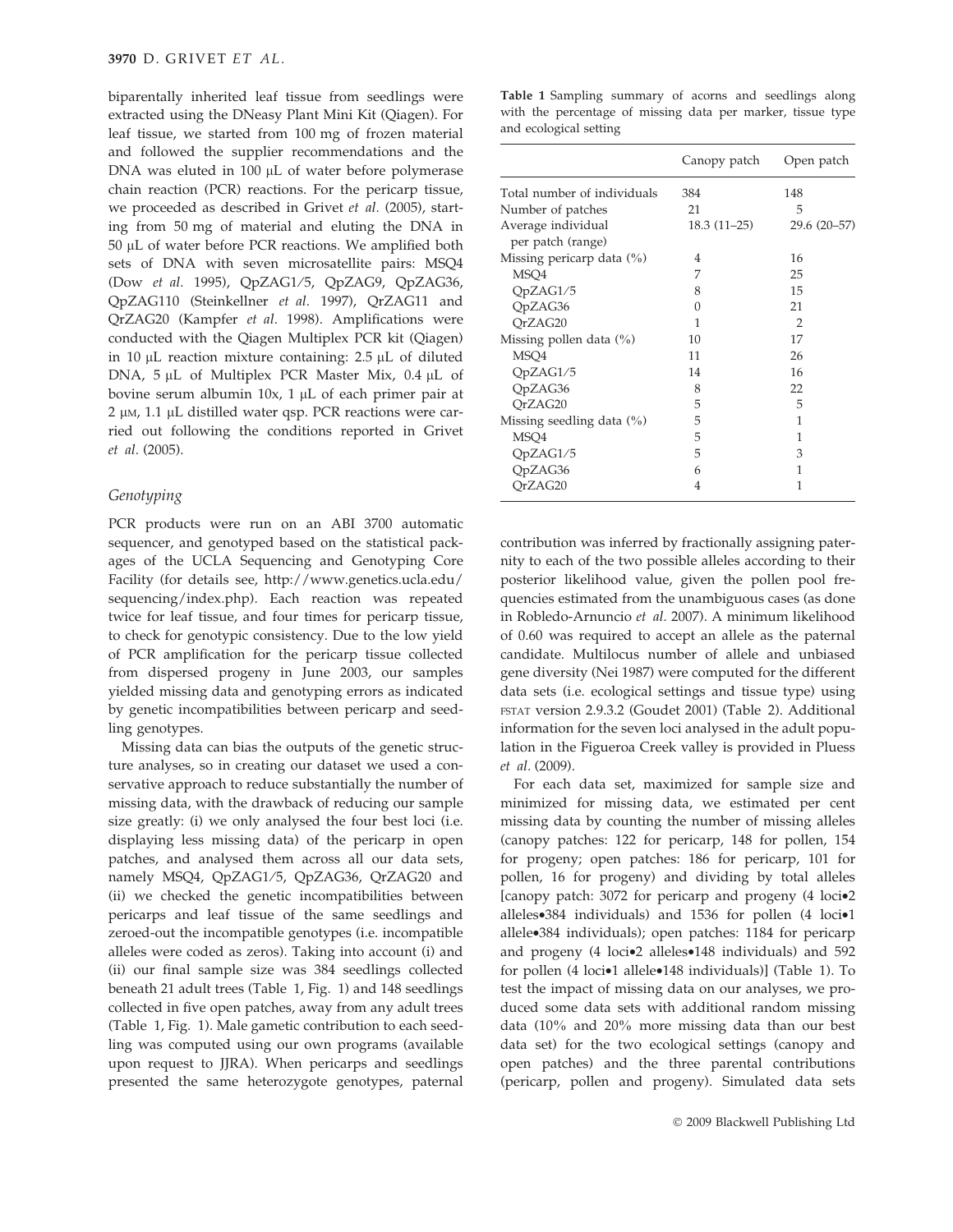biparentally inherited leaf tissue from seedlings were extracted using the DNeasy Plant Mini Kit (Qiagen). For leaf tissue, we started from 100 mg of frozen material and followed the supplier recommendations and the DNA was eluted in 100 μL of water before polymerase chain reaction (PCR) reactions. For the pericarp tissue, we proceeded as described in Grivet *et al.* (2005), starting from 50 mg of material and eluting the DNA in 50 μL of water before PCR reactions. We amplified both sets of DNA with seven microsatellite pairs: MSQ4 (Dow *et al.* 1995), QpZAG1/5, QpZAG9, QpZAG36, QpZAG110 (Steinkellner *et al.* 1997), QrZAG11 and QrZAG20 (Kampfer *et al.* 1998). Amplifications were conducted with the Qiagen Multiplex PCR kit (Qiagen) in 10 μL reaction mixture containing: 2.5 μL of diluted DNA, 5 μL of Multiplex PCR Master Mix, 0.4 μL of bovine serum albumin 10x, 1 μL of each primer pair at 2 μM, 1.1 μL distilled water qsp. PCR reactions were carried out following the conditions reported in Grivet *et al.* (2005).

### *Genotyping*

PCR products were run on an ABI 3700 automatic sequencer, and genotyped based on the statistical packages of the UCLA Sequencing and Genotyping Core Facility (for details see, http://www.genetics.ucla.edu/sequencing/index.php). Each reaction was repeated twice for leaf tissue, and four times for pericarp tissue, to check for genotypic consistency. Due to the low yield of PCR amplification for the pericarp tissue collected from dispersed progeny in June 2003, our samples yielded missing data and genotyping errors as indicated by genetic incompatibilities between pericarp and seedling genotypes.

Missing data can bias the outputs of the genetic structure analyses, so in creating our dataset we used a conservative approach to reduce substantially the number of missing data, with the drawback of reducing our sample size greatly: (i) we only analysed the four best loci (i.e. displaying less missing data) of the pericarp in open patches, and analysed them across all our data sets, namely MSQ4, QpZAG1/5, QpZAG36, QrZAG20 and (ii) we checked the genetic incompatibilities between pericarps and leaf tissue of the same seedlings and zeroed-out the incompatible genotypes (i.e. incompatible alleles were coded as zeros). Taking into account (i) and (ii) our final sample size was 384 seedlings collected beneath 21 adult trees (Table 1, Fig. 1) and 148 seedlings collected in five open patches, away from any adult trees (Table 1, Fig. 1). Male gametic contribution to each seedling was computed using our own programs (available upon request to JJRA). When pericarps and seedlings presented the same heterozygote genotypes, paternal contribution was inferred by fractionally assigning paternity to each of the two possible alleles according to their posterior likelihood value, given the pollen pool frequencies estimated from the unambiguous cases (as done in Robledo-Arnuncio *et al.* 2007). A minimum likelihood of 0.60 was required to accept an allele as the paternal candidate. Multilocus number of allele and unbiased gene diversity (Nei 1987) were computed for the different data sets (i.e. ecological settings and tissue type) using FSTAT version 2.9.3.2 (Goudet 2001) (Table 2). Additional information for the seven loci analysed in the adult population in the Figueroa Creek valley is provided in Pluess *et al.* (2009).

**Table 1** Sampling summary of acorns and seedlings along with the percentage of missing data per marker, tissue type and ecological setting

| | Canopy patch | Open patch |
|---|---|---|
| Total number of individuals | 384 | 148 |
| Number of patches | 21 | 5 |
| Average individual per patch (range) | 18.3 (11–25) | 29.6 (20–57) |
| Missing pericarp data (%) | 4 | 16 |
| MSQ4 | 7 | 25 |
| QpZAG1/5 | 8 | 15 |
| QpZAG36 | 0 | 21 |
| QrZAG20 | 1 | 2 |
| Missing pollen data (%) | 10 | 17 |
| MSQ4 | 11 | 26 |
| QpZAG1/5 | 14 | 16 |
| QpZAG36 | 8 | 22 |
| QrZAG20 | 5 | 5 |
| Missing seedling data (%) | 5 | 1 |
| MSQ4 | 5 | 1 |
| QpZAG1/5 | 5 | 3 |
| QpZAG36 | 6 | 1 |
| QrZAG20 | 4 | 1 |

For each data set, maximized for sample size and minimized for missing data, we estimated per cent missing data by counting the number of missing alleles (canopy patches: 122 for pericarp, 148 for pollen, 154 for progeny; open patches: 186 for pericarp, 101 for pollen, 16 for progeny) and dividing by total alleles [canopy patch: 3072 for pericarp and progeny (4 loci•2 alleles•384 individuals) and 1536 for pollen (4 loci•1 allele•384 individuals); open patches: 1184 for pericarp and progeny (4 loci•2 alleles•148 individuals) and 592 for pollen (4 loci•1 allele•148 individuals)] (Table 1). To test the impact of missing data on our analyses, we produced some data sets with additional random missing data (10% and 20% more missing data than our best data set) for the two ecological settings (canopy and open patches) and the three parental contributions (pericarp, pollen and progeny). Simulated data sets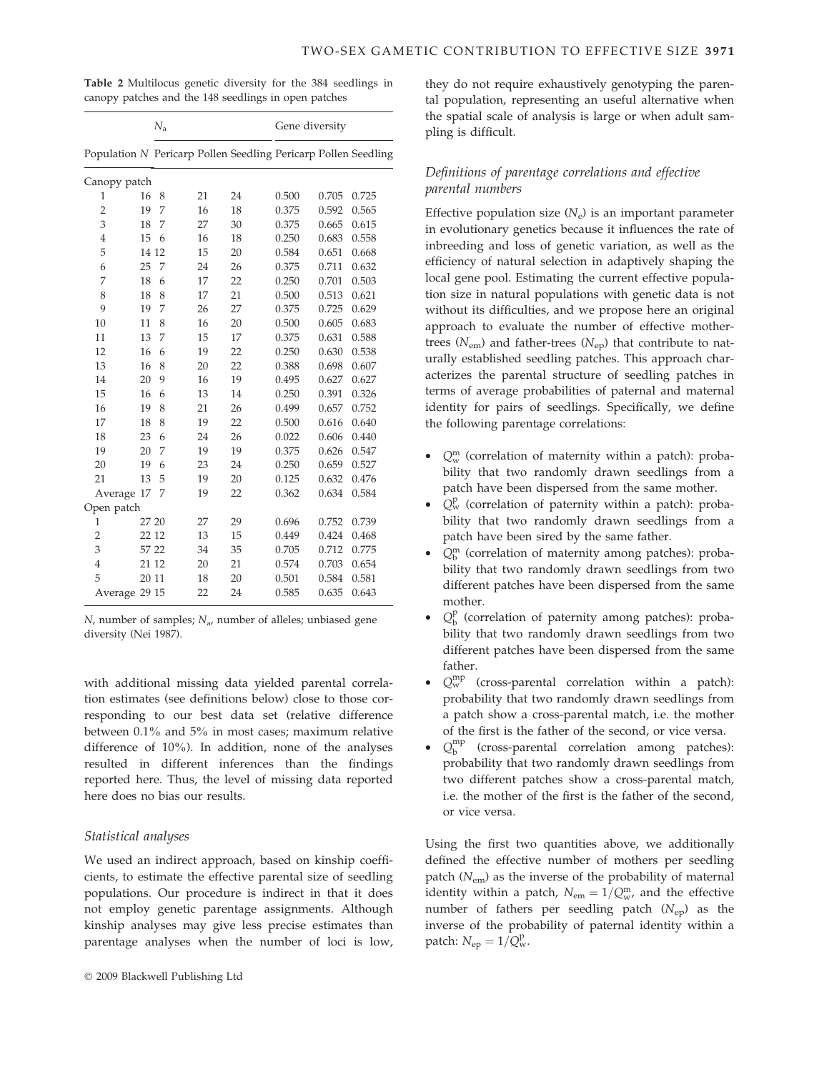**Table 2** Multilocus genetic diversity for the 384 seedlings in canopy patches and the 148 seedlings in open patches

| Population | N | $N_a$ | | | Gene diversity | | |
|---|---|---|---|---|---|---|---|
| | | Pericarp | Pollen | Seedling | Pericarp | Pollen | Seedling |
| Canopy patch | | | | | | | |
| 1 | 16 | 8 | 21 | 24 | 0.500 | 0.705 | 0.725 |
| 2 | 19 | 7 | 16 | 18 | 0.375 | 0.592 | 0.565 |
| 3 | 18 | 7 | 27 | 30 | 0.375 | 0.665 | 0.615 |
| 4 | 15 | 6 | 16 | 18 | 0.250 | 0.683 | 0.558 |
| 5 | 14 | 12 | 15 | 20 | 0.584 | 0.651 | 0.668 |
| 6 | 25 | 7 | 24 | 26 | 0.375 | 0.711 | 0.632 |
| 7 | 18 | 6 | 17 | 22 | 0.250 | 0.701 | 0.503 |
| 8 | 18 | 8 | 17 | 21 | 0.500 | 0.513 | 0.621 |
| 9 | 19 | 7 | 26 | 27 | 0.375 | 0.725 | 0.629 |
| 10 | 11 | 8 | 16 | 20 | 0.500 | 0.605 | 0.683 |
| 11 | 13 | 7 | 15 | 17 | 0.375 | 0.631 | 0.588 |
| 12 | 16 | 6 | 19 | 22 | 0.250 | 0.630 | 0.538 |
| 13 | 16 | 8 | 20 | 22 | 0.388 | 0.698 | 0.607 |
| 14 | 20 | 9 | 16 | 19 | 0.495 | 0.627 | 0.627 |
| 15 | 16 | 6 | 13 | 14 | 0.250 | 0.391 | 0.326 |
| 16 | 19 | 8 | 21 | 26 | 0.499 | 0.657 | 0.752 |
| 17 | 18 | 8 | 19 | 22 | 0.500 | 0.616 | 0.640 |
| 18 | 23 | 6 | 24 | 26 | 0.022 | 0.606 | 0.440 |
| 19 | 20 | 7 | 19 | 19 | 0.375 | 0.626 | 0.547 |
| 20 | 19 | 6 | 23 | 24 | 0.250 | 0.659 | 0.527 |
| 21 | 13 | 5 | 19 | 20 | 0.125 | 0.632 | 0.476 |
| Average | 17 | 7 | 19 | 22 | 0.362 | 0.634 | 0.584 |
| Open patch | | | | | | | |
| 1 | 27 | 20 | 27 | 29 | 0.696 | 0.752 | 0.739 |
| 2 | 22 | 12 | 13 | 15 | 0.449 | 0.424 | 0.468 |
| 3 | 57 | 22 | 34 | 35 | 0.705 | 0.712 | 0.775 |
| 4 | 21 | 12 | 20 | 21 | 0.574 | 0.703 | 0.654 |
| 5 | 20 | 11 | 18 | 20 | 0.501 | 0.584 | 0.581 |
| Average | 29 | 15 | 22 | 24 | 0.585 | 0.635 | 0.643 |

$N$, number of samples; $N_a$, number of alleles; unbiased gene diversity (Nei 1987).

with additional missing data yielded parental correlation estimates (see definitions below) close to those corresponding to our best data set (relative difference between 0.1% and 5% in most cases; maximum relative difference of 10%). In addition, none of the analyses resulted in different inferences than the findings reported here. Thus, the level of missing data reported here does no bias our results.

### Statistical analyses

We used an indirect approach, based on kinship coefficients, to estimate the effective parental size of seedling populations. Our procedure is indirect in that it does not employ genetic parentage assignments. Although kinship analyses may give less precise estimates than parentage analyses when the number of loci is low, they do not require exhaustively genotyping the parental population, representing an useful alternative when the spatial scale of analysis is large or when adult sampling is difficult.

### Definitions of parentage correlations and effective parental numbers

Effective population size ($N_e$) is an important parameter in evolutionary genetics because it influences the rate of inbreeding and loss of genetic variation, as well as the efficiency of natural selection in adaptively shaping the local gene pool. Estimating the current effective population size in natural populations with genetic data is not without its difficulties, and we propose here an original approach to evaluate the number of effective mother-trees ($N_{em}$) and father-trees ($N_{ep}$) that contribute to naturally established seedling patches. This approach characterizes the parental structure of seedling patches in terms of average probabilities of paternal and maternal identity for pairs of seedlings. Specifically, we define the following parentage correlations:

- $Q_w^m$ (correlation of maternity within a patch): probability that two randomly drawn seedlings from a patch have been dispersed from the same mother.
- $Q_w^p$ (correlation of paternity within a patch): probability that two randomly drawn seedlings from a patch have been sired by the same father.
- $Q_b^m$ (correlation of maternity among patches): probability that two randomly drawn seedlings from two different patches have been dispersed from the same mother.
- $Q_b^p$ (correlation of paternity among patches): probability that two randomly drawn seedlings from two different patches have been dispersed from the same father.
- $Q_w^{mp}$ (cross-parental correlation within a patch): probability that two randomly drawn seedlings from a patch show a cross-parental match, i.e. the mother of the first is the father of the second, or vice versa.
- $Q_b^{mp}$ (cross-parental correlation among patches): probability that two randomly drawn seedlings from two different patches show a cross-parental match, i.e. the mother of the first is the father of the second, or vice versa.

Using the first two quantities above, we additionally defined the effective number of mothers per seedling patch ($N_{em}$) as the inverse of the probability of maternal identity within a patch, $N_{em} = 1/Q_w^m$, and the effective number of fathers per seedling patch ($N_{ep}$) as the inverse of the probability of paternal identity within a patch: $N_{ep} = 1/Q_w^p$.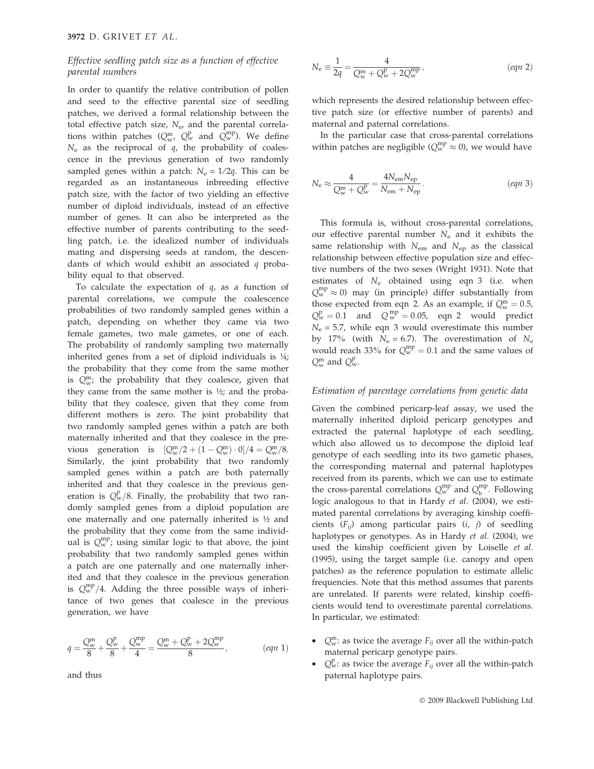### Effective seedling patch size as a function of effective parental numbers

In order to quantify the relative contribution of pollen and seed to the effective parental size of seedling patches, we derived a formal relationship between the total effective patch size, $N_e$, and the parental correlations within patches ($Q_w^m$, $Q_w^p$ and $Q_w^{mp}$). We define $N_e$ as the reciprocal of $q$, the probability of coalescence in the previous generation of two randomly sampled genes within a patch: $N_e = 1/2q$. This can be regarded as an instantaneous inbreeding effective patch size, with the factor of two yielding an effective number of diploid individuals, instead of an effective number of genes. It can also be interpreted as the effective number of parents contributing to the seedling patch, i.e. the idealized number of individuals mating and dispersing seeds at random, the descendants of which would exhibit an associated $q$ probability equal to that observed.

To calculate the expectation of $q$, as a function of parental correlations, we compute the coalescence probabilities of two randomly sampled genes within a patch, depending on whether they came via two female gametes, two male gametes, or one of each. The probability of randomly sampling two maternally inherited genes from a set of diploid individuals is ¼; the probability that they come from the same mother is $Q_w^m$; the probability that they coalesce, given that they came from the same mother is ½; and the probability that they coalesce, given that they come from different mothers is zero. The joint probability that two randomly sampled genes within a patch are both maternally inherited and that they coalesce in the previous generation is $[Q_w^m/2 + (1 - Q_w^m) \cdot 0]/4 = Q_w^m/8$. Similarly, the joint probability that two randomly sampled genes within a patch are both paternally inherited and that they coalesce in the previous generation is $Q_w^p/8$. Finally, the probability that two randomly sampled genes from a diploid population are one maternally and one paternally inherited is ½ and the probability that they come from the same individual is $Q_w^{mp}$; using similar logic to that above, the joint probability that two randomly sampled genes within a patch are one paternally and one maternally inherited and that they coalesce in the previous generation is $Q_w^{mp}/4$. Adding the three possible ways of inheritance of two genes that coalesce in the previous generation, we have

$$q = \frac{Q_w^m}{8} + \frac{Q_w^p}{8} + \frac{Q_w^{mp}}{4} = \frac{Q_w^m + Q_w^p + 2Q_w^{mp}}{8}, \qquad (eqn\ 1)$$

and thus

$$N_e \equiv \frac{1}{2q} = \frac{4}{Q_w^m + Q_w^p + 2Q_w^{mp}}, \qquad (eqn\ 2)$$

which represents the desired relationship between effective patch size (or effective number of parents) and maternal and paternal correlations.

In the particular case that cross-parental correlations within patches are negligible ($Q_w^{mp} \approx 0$), we would have

$$N_e \approx \frac{4}{Q_w^m + Q_w^p} = \frac{4N_{em}N_{ep}}{N_{em} + N_{ep}}. \qquad (eqn\ 3)$$

This formula is, without cross-parental correlations, our effective parental number $N_e$ and it exhibits the same relationship with $N_{em}$ and $N_{ep}$ as the classical relationship between effective population size and effective numbers of the two sexes (Wright 1931). Note that estimates of $N_e$ obtained using eqn 3 (i.e. when $Q_w^{mp} \approx 0$) may (in principle) differ substantially from those expected from eqn 2. As an example, if $Q_w^m = 0.5$, $Q_w^p = 0.1$ and $Q_w^{mp} = 0.05$, eqn 2 would predict $N_e = 5.7$, while eqn 3 would overestimate this number by 17% (with $N_e = 6.7$). The overestimation of $N_e$ would reach 33% for $Q_w^{mp} = 0.1$ and the same values of $Q_w^m$ and $Q_w^p$.

### Estimation of parentage correlations from genetic data

Given the combined pericarp-leaf assay, we used the maternally inherited diploid pericarp genotypes and extracted the paternal haplotype of each seedling, which also allowed us to decompose the diploid leaf genotype of each seedling into its two gametic phases, the corresponding maternal and paternal haplotypes received from its parents, which we can use to estimate the cross-parental correlations $Q_w^{mp}$ and $Q_b^{mp}$. Following logic analogous to that in Hardy *et al.* (2004), we estimated parental correlations by averaging kinship coefficients ($F_{ij}$) among particular pairs ($i$, $j$) of seedling haplotypes or genotypes. As in Hardy *et al.* (2004), we used the kinship coefficient given by Loiselle *et al.* (1995), using the target sample (i.e. canopy and open patches) as the reference population to estimate allelic frequencies. Note that this method assumes that parents are unrelated. If parents were related, kinship coefficients would tend to overestimate parental correlations. In particular, we estimated:

- $Q_w^m$: as twice the average $F_{ij}$ over all the within-patch maternal pericarp genotype pairs.
- $Q_w^p$: as twice the average $F_{ij}$ over all the within-patch paternal haplotype pairs.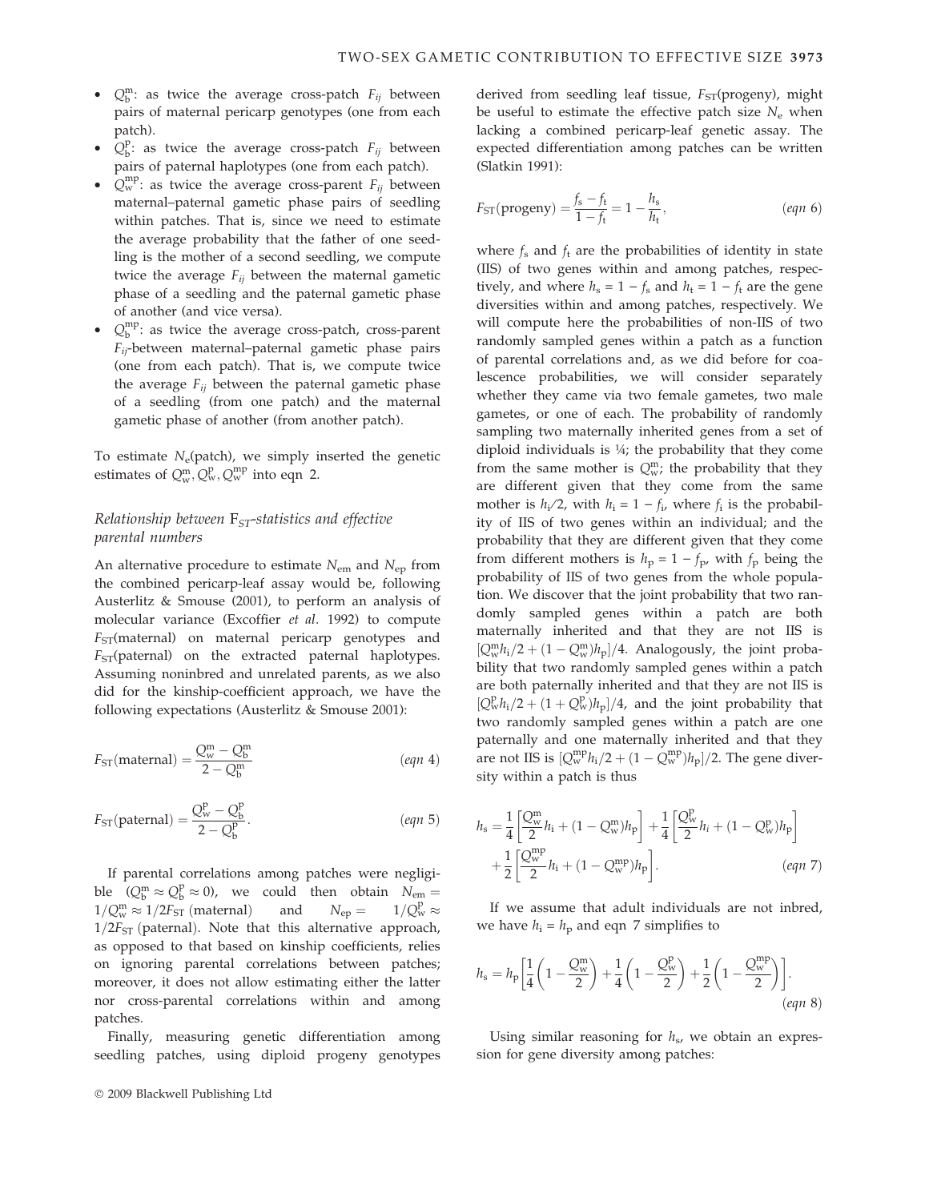- $Q_b^m$: as twice the average cross-patch $F_{ij}$ between pairs of maternal pericarp genotypes (one from each patch).
- $Q_b^p$: as twice the average cross-patch $F_{ij}$ between pairs of paternal haplotypes (one from each patch).
- $Q_w^{mp}$: as twice the average cross-parent $F_{ij}$ between maternal–paternal gametic phase pairs of seedling within patches. That is, since we need to estimate the average probability that the father of one seedling is the mother of a second seedling, we compute twice the average $F_{ij}$ between the maternal gametic phase of a seedling and the paternal gametic phase of another (and vice versa).
- $Q_b^{mp}$: as twice the average cross-patch, cross-parent $F_{ij}$-between maternal–paternal gametic phase pairs (one from each patch). That is, we compute twice the average $F_{ij}$ between the paternal gametic phase of a seedling (from one patch) and the maternal gametic phase of another (from another patch).

To estimate $N_e$(patch), we simply inserted the genetic estimates of $Q_w^m, Q_w^p, Q_w^{mp}$ into eqn 2.

### Relationship between $F_{ST}$-statistics and effective parental numbers

An alternative procedure to estimate $N_{em}$ and $N_{ep}$ from the combined pericarp-leaf assay would be, following Austerlitz & Smouse (2001), to perform an analysis of molecular variance (Excoffier *et al.* 1992) to compute $F_{ST}$(maternal) on maternal pericarp genotypes and $F_{ST}$(paternal) on the extracted paternal haplotypes. Assuming noninbred and unrelated parents, as we also did for the kinship-coefficient approach, we have the following expectations (Austerlitz & Smouse 2001):

$$F_{ST}(\text{maternal}) = \frac{Q_w^m - Q_b^m}{2 - Q_b^m} \qquad (eqn\ 4)$$

$$F_{ST}(\text{paternal}) = \frac{Q_w^p - Q_b^p}{2 - Q_b^p}. \qquad (eqn\ 5)$$

If parental correlations among patches were negligible ($Q_b^m \approx Q_b^p \approx 0$), we could then obtain $N_{em} = 1/Q_w^m \approx 1/2F_{ST}$ (maternal) and $N_{ep} = 1/Q_w^p \approx 1/2F_{ST}$ (paternal). Note that this alternative approach, as opposed to that based on kinship coefficients, relies on ignoring parental correlations between patches; moreover, it does not allow estimating either the latter nor cross-parental correlations within and among patches.

Finally, measuring genetic differentiation among seedling patches, using diploid progeny genotypes derived from seedling leaf tissue, $F_{ST}$(progeny), might be useful to estimate the effective patch size $N_e$ when lacking a combined pericarp-leaf genetic assay. The expected differentiation among patches can be written (Slatkin 1991):

$$F_{ST}(\text{progeny}) = \frac{f_s - f_t}{1 - f_t} = 1 - \frac{h_s}{h_t}, \qquad (eqn\ 6)$$

where $f_s$ and $f_t$ are the probabilities of identity in state (IIS) of two genes within and among patches, respectively, and where $h_s = 1 - f_s$ and $h_t = 1 - f_t$ are the gene diversities within and among patches, respectively. We will compute here the probabilities of non-IIS of two randomly sampled genes within a patch as a function of parental correlations and, as we did before for coalescence probabilities, we will consider separately whether they came via two female gametes, two male gametes, or one of each. The probability of randomly sampling two maternally inherited genes from a set of diploid individuals is ¼; the probability that they come from the same mother is $Q_w^m$; the probability that they are different given that they come from the same mother is $h_i/2$, with $h_i = 1 - f_i$, where $f_i$ is the probability of IIS of two genes within an individual; and the probability that they are different given that they come from different mothers is $h_p = 1 - f_p$, with $f_p$ being the probability of IIS of two genes from the whole population. We discover that the joint probability that two randomly sampled genes within a patch are both maternally inherited and that they are not IIS is $[Q_w^m h_i/2 + (1 - Q_w^m)h_p]/4$. Analogously, the joint probability that two randomly sampled genes within a patch are both paternally inherited and that they are not IIS is $[Q_w^p h_i/2 + (1 + Q_w^p)h_p]/4$, and the joint probability that two randomly sampled genes within a patch are one paternally and one maternally inherited and that they are not IIS is $[Q_w^{mp} h_i/2 + (1 - Q_w^{mp})h_p]/2$. The gene diversity within a patch is thus

$$h_s = \frac{1}{4}\left[\frac{Q_w^m}{2}h_i + (1 - Q_w^m)h_p\right] + \frac{1}{4}\left[\frac{Q_w^p}{2}h_i + (1 - Q_w^p)h_p\right] + \frac{1}{2}\left[\frac{Q_w^{mp}}{2}h_i + (1 - Q_w^{mp})h_p\right]. \qquad (eqn\ 7)$$

If we assume that adult individuals are not inbred, we have $h_i = h_p$ and eqn 7 simplifies to

$$h_s = h_p\left[\frac{1}{4}\left(1 - \frac{Q_w^m}{2}\right) + \frac{1}{4}\left(1 - \frac{Q_w^p}{2}\right) + \frac{1}{2}\left(1 - \frac{Q_w^{mp}}{2}\right)\right]. \qquad (eqn\ 8)$$

Using similar reasoning for $h_s$, we obtain an expression for gene diversity among patches: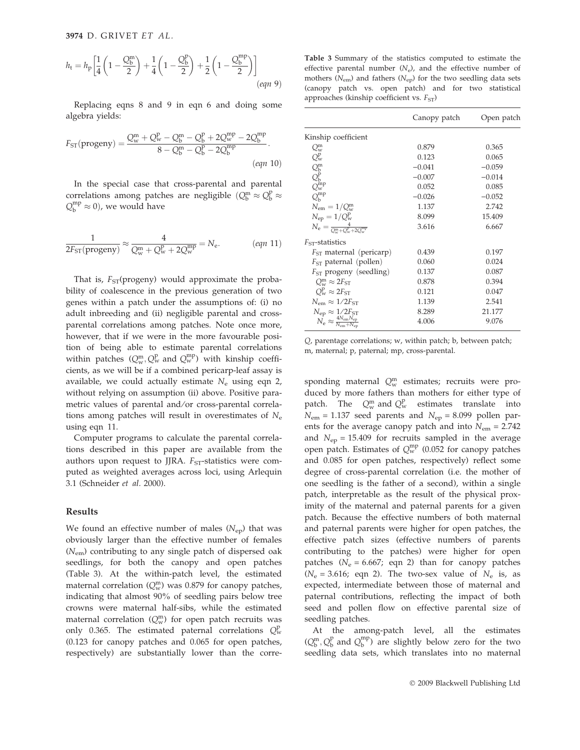$$h_t = h_p\left[\frac{1}{4}\left(1-\frac{Q_b^m}{2}\right)+\frac{1}{4}\left(1-\frac{Q_b^p}{2}\right)+\frac{1}{2}\left(1-\frac{Q_b^{mp}}{2}\right)\right] \qquad (eqn\ 9)$$

Replacing eqns 8 and 9 in eqn 6 and doing some algebra yields:

$$F_{ST}(\text{progeny}) = \frac{Q_w^m + Q_w^p - Q_b^m - Q_b^p + 2Q_w^{mp} - 2Q_b^{mp}}{8 - Q_b^m - Q_b^p - 2Q_b^{mp}}. \qquad (eqn\ 10)$$

In the special case that cross-parental and parental correlations among patches are negligible ($Q_b^m \approx Q_b^p \approx Q_b^{mp} \approx 0$), we would have

$$\frac{1}{2F_{ST}(\text{progeny})} \approx \frac{4}{Q_w^m + Q_w^p + 2Q_w^{mp}} = N_e. \qquad (eqn\ 11)$$

That is, $F_{ST}$(progeny) would approximate the probability of coalescence in the previous generation of two genes within a patch under the assumptions of: (i) no adult inbreeding and (ii) negligible parental and cross-parental correlations among patches. Note once more, however, that if we were in the more favourable position of being able to estimate parental correlations within patches ($Q_w^m$, $Q_w^p$ and $Q_w^{mp}$) with kinship coefficients, as we will be if a combined pericarp-leaf assay is available, we could actually estimate $N_e$ using eqn 2, without relying on assumption (ii) above. Positive parametric values of parental and/or cross-parental correlations among patches will result in overestimates of $N_e$ using eqn 11.

Computer programs to calculate the parental correlations described in this paper are available from the authors upon request to JJRA. $F_{ST}$-statistics were computed as weighted averages across loci, using Arlequin 3.1 (Schneider *et al.* 2000).

## Results

We found an effective number of males ($N_{ep}$) that was obviously larger than the effective number of females ($N_{em}$) contributing to any single patch of dispersed oak seedlings, for both the canopy and open patches (Table 3). At the within-patch level, the estimated maternal correlation ($Q_w^m$) was 0.879 for canopy patches, indicating that almost 90% of seedling pairs below tree crowns were maternal half-sibs, while the estimated maternal correlation ($Q_w^m$) for open patch recruits was only 0.365. The estimated paternal correlations $Q_w^p$ (0.123 for canopy patches and 0.065 for open patches, respectively) are substantially lower than the corresponding maternal $Q_w^m$ estimates; recruits were produced by more fathers than mothers for either type of patch. The $Q_w^m$ and $Q_w^p$ estimates translate into $N_{em}$ = 1.137 seed parents and $N_{ep}$ = 8.099 pollen parents for the average canopy patch and into $N_{em}$ = 2.742 and $N_{ep}$ = 15.409 for recruits sampled in the average open patch. Estimates of $Q_w^{mp}$ (0.052 for canopy patches and 0.085 for open patches, respectively) reflect some degree of cross-parental correlation (i.e. the mother of one seedling is the father of a second), within a single patch, interpretable as the result of the physical proximity of the maternal and paternal parents for a given patch. Because the effective numbers of both maternal and paternal parents were higher for open patches, the effective patch sizes (effective numbers of parents contributing to the patches) were higher for open patches ($N_e$ = 6.667; eqn 2) than for canopy patches ($N_e$ = 3.616; eqn 2). The two-sex value of $N_e$ is, as expected, intermediate between those of maternal and paternal contributions, reflecting the impact of both seed and pollen flow on effective parental size of seedling patches.

At the among-patch level, all the estimates ($Q_b^m$, $Q_b^p$ and $Q_b^{mp}$) are slightly below zero for the two seedling data sets, which translates into no maternal

**Table 3** Summary of the statistics computed to estimate the effective parental number ($N_e$), and the effective number of mothers ($N_{em}$) and fathers ($N_{ep}$) for the two seedling data sets (canopy patch vs. open patch) and for two statistical approaches (kinship coefficient vs. $F_{ST}$)

| | Canopy patch | Open patch |
|---|---|---|
| Kinship coefficient | | |
| $Q_w^m$ | 0.879 | 0.365 |
| $Q_w^p$ | 0.123 | 0.065 |
| $Q_b^m$ | −0.041 | −0.059 |
| $Q_b^p$ | −0.007 | −0.014 |
| $Q_w^{mp}$ | 0.052 | 0.085 |
| $Q_b^{mp}$ | −0.026 | −0.052 |
| $N_{em} = 1/Q_w^m$ | 1.137 | 2.742 |
| $N_{ep} = 1/Q_w^p$ | 8.099 | 15.409 |
| $N_e = \frac{4}{Q_w^m + Q_w^p + 2Q_w^{mp}}$ | 3.616 | 6.667 |
| $F_{ST}$-statistics | | |
| $F_{ST}$ maternal (pericarp) | 0.439 | 0.197 |
| $F_{ST}$ paternal (pollen) | 0.060 | 0.024 |
| $F_{ST}$ progeny (seedling) | 0.137 | 0.087 |
| $Q_w^m \approx 2F_{ST}$ | 0.878 | 0.394 |
| $Q_w^p \approx 2F_{ST}$ | 0.121 | 0.047 |
| $N_{em} \approx 1/2F_{ST}$ | 1.139 | 2.541 |
| $N_{ep} \approx 1/2F_{ST}$ | 8.289 | 21.177 |
| $N_e \approx \frac{4N_{em}N_{ep}}{N_{em}+N_{ep}}$ | 4.006 | 9.076 |

*Q*, parentage correlations; w, within patch; b, between patch; m, maternal; p, paternal; mp, cross-parental.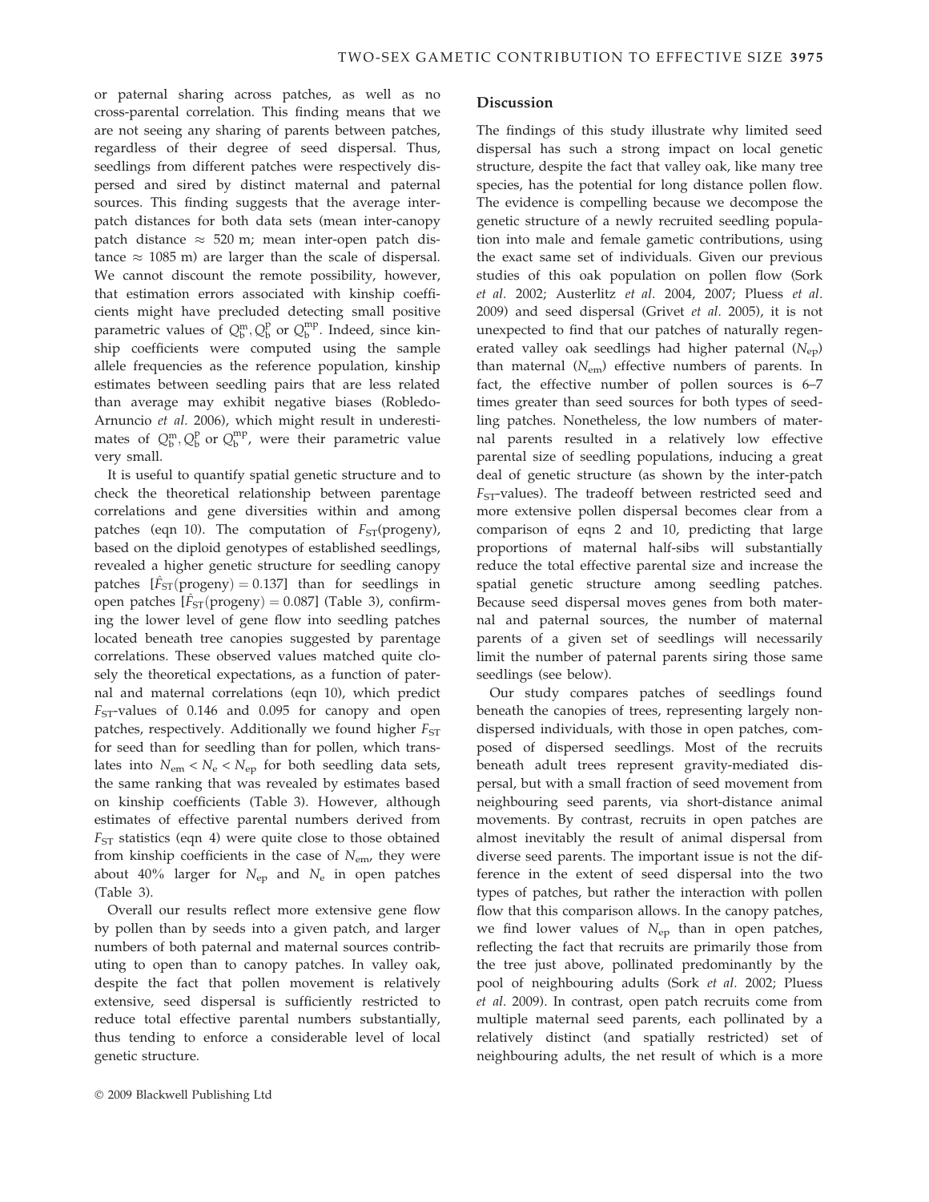or paternal sharing across patches, as well as no cross-parental correlation. This finding means that we are not seeing any sharing of parents between patches, regardless of their degree of seed dispersal. Thus, seedlings from different patches were respectively dispersed and sired by distinct maternal and paternal sources. This finding suggests that the average inter-patch distances for both data sets (mean inter-canopy patch distance ≈ 520 m; mean inter-open patch distance ≈ 1085 m) are larger than the scale of dispersal. We cannot discount the remote possibility, however, that estimation errors associated with kinship coefficients might have precluded detecting small positive parametric values of $Q_b^m, Q_b^p$ or $Q_b^{mp}$. Indeed, since kinship coefficients were computed using the sample allele frequencies as the reference population, kinship estimates between seedling pairs that are less related than average may exhibit negative biases (Robledo-Arnuncio *et al.* 2006), which might result in underestimates of $Q_b^m, Q_b^p$ or $Q_b^{mp}$, were their parametric value very small.

It is useful to quantify spatial genetic structure and to check the theoretical relationship between parentage correlations and gene diversities within and among patches (eqn 10). The computation of $F_{ST}$(progeny), based on the diploid genotypes of established seedlings, revealed a higher genetic structure for seedling canopy patches [$\hat{F}_{ST}(\text{progeny}) = 0.137$] than for seedlings in open patches [$\hat{F}_{ST}(\text{progeny}) = 0.087$] (Table 3), confirming the lower level of gene flow into seedling patches located beneath tree canopies suggested by parentage correlations. These observed values matched quite closely the theoretical expectations, as a function of paternal and maternal correlations (eqn 10), which predict $F_{ST}$-values of 0.146 and 0.095 for canopy and open patches, respectively. Additionally we found higher $F_{ST}$ for seed than for seedling than for pollen, which translates into $N_{em} < N_e < N_{ep}$ for both seedling data sets, the same ranking that was revealed by estimates based on kinship coefficients (Table 3). However, although estimates of effective parental numbers derived from $F_{ST}$ statistics (eqn 4) were quite close to those obtained from kinship coefficients in the case of $N_{em}$, they were about 40% larger for $N_{ep}$ and $N_e$ in open patches (Table 3).

Overall our results reflect more extensive gene flow by pollen than by seeds into a given patch, and larger numbers of both paternal and maternal sources contributing to open than to canopy patches. In valley oak, despite the fact that pollen movement is relatively extensive, seed dispersal is sufficiently restricted to reduce total effective parental numbers substantially, thus tending to enforce a considerable level of local genetic structure.

## Discussion

The findings of this study illustrate why limited seed dispersal has such a strong impact on local genetic structure, despite the fact that valley oak, like many tree species, has the potential for long distance pollen flow. The evidence is compelling because we decompose the genetic structure of a newly recruited seedling population into male and female gametic contributions, using the exact same set of individuals. Given our previous studies of this oak population on pollen flow (Sork *et al.* 2002; Austerlitz *et al.* 2004, 2007; Pluess *et al.* 2009) and seed dispersal (Grivet *et al.* 2005), it is not unexpected to find that our patches of naturally regenerated valley oak seedlings had higher paternal ($N_{ep}$) than maternal ($N_{em}$) effective numbers of parents. In fact, the effective number of pollen sources is 6–7 times greater than seed sources for both types of seedling patches. Nonetheless, the low numbers of maternal parents resulted in a relatively low effective parental size of seedling populations, inducing a great deal of genetic structure (as shown by the inter-patch $F_{ST}$-values). The tradeoff between restricted seed and more extensive pollen dispersal becomes clear from a comparison of eqns 2 and 10, predicting that large proportions of maternal half-sibs will substantially reduce the total effective parental size and increase the spatial genetic structure among seedling patches. Because seed dispersal moves genes from both maternal and paternal sources, the number of maternal parents of a given set of seedlings will necessarily limit the number of paternal parents siring those same seedlings (see below).

Our study compares patches of seedlings found beneath the canopies of trees, representing largely non-dispersed individuals, with those in open patches, composed of dispersed seedlings. Most of the recruits beneath adult trees represent gravity-mediated dispersal, but with a small fraction of seed movement from neighbouring seed parents, via short-distance animal movements. By contrast, recruits in open patches are almost inevitably the result of animal dispersal from diverse seed parents. The important issue is not the difference in the extent of seed dispersal into the two types of patches, but rather the interaction with pollen flow that this comparison allows. In the canopy patches, we find lower values of $N_{ep}$ than in open patches, reflecting the fact that recruits are primarily those from the tree just above, pollinated predominantly by the pool of neighbouring adults (Sork *et al.* 2002; Pluess *et al.* 2009). In contrast, open patch recruits come from multiple maternal seed parents, each pollinated by a relatively distinct (and spatially restricted) set of neighbouring adults, the net result of which is a more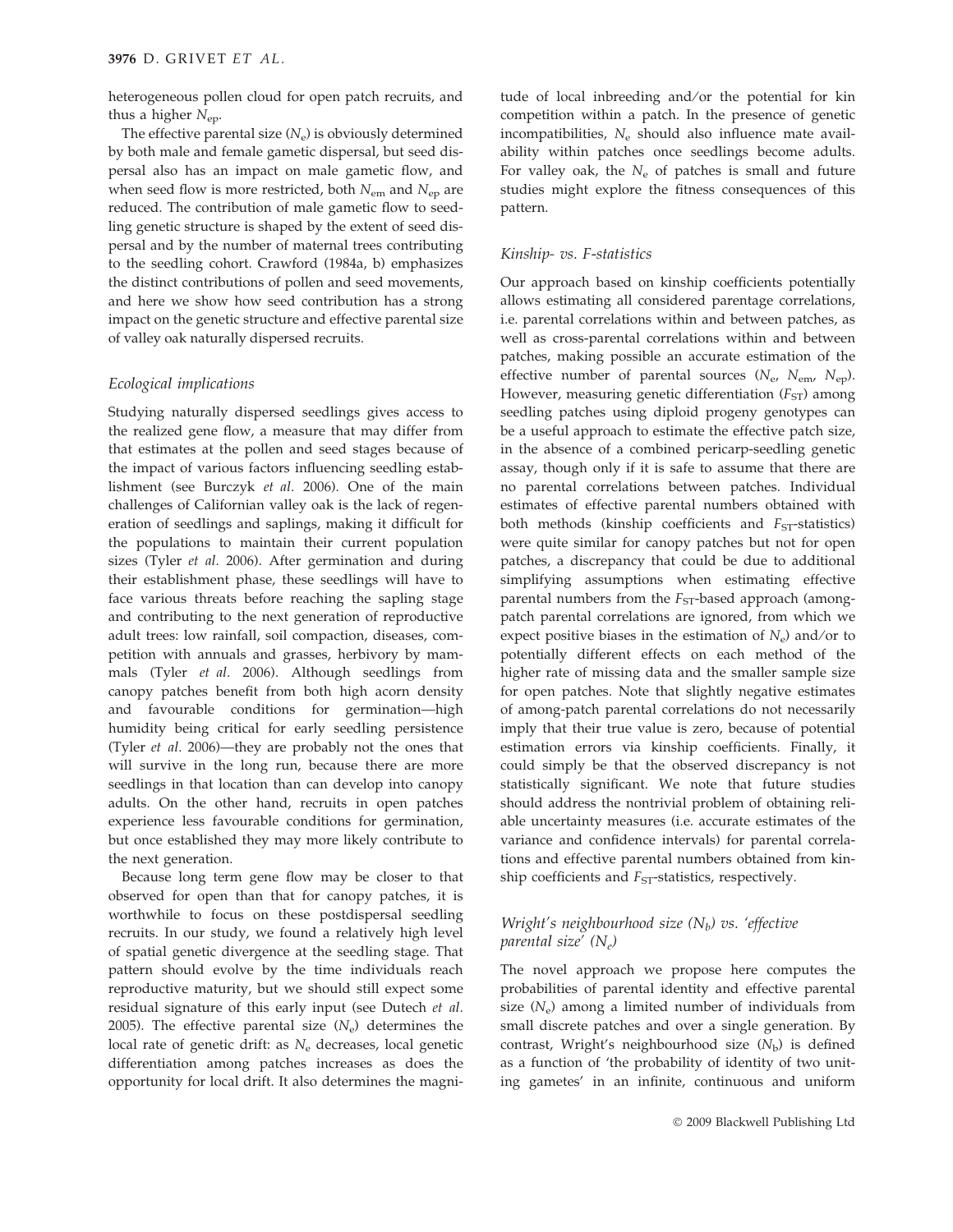heterogeneous pollen cloud for open patch recruits, and thus a higher $N_{ep}$.

The effective parental size ($N_e$) is obviously determined by both male and female gametic dispersal, but seed dispersal also has an impact on male gametic flow, and when seed flow is more restricted, both $N_{em}$ and $N_{ep}$ are reduced. The contribution of male gametic flow to seedling genetic structure is shaped by the extent of seed dispersal and by the number of maternal trees contributing to the seedling cohort. Crawford (1984a, b) emphasizes the distinct contributions of pollen and seed movements, and here we show how seed contribution has a strong impact on the genetic structure and effective parental size of valley oak naturally dispersed recruits.

### *Ecological implications*

Studying naturally dispersed seedlings gives access to the realized gene flow, a measure that may differ from that estimates at the pollen and seed stages because of the impact of various factors influencing seedling establishment (see Burczyk *et al.* 2006). One of the main challenges of Californian valley oak is the lack of regeneration of seedlings and saplings, making it difficult for the populations to maintain their current population sizes (Tyler *et al.* 2006). After germination and during their establishment phase, these seedlings will have to face various threats before reaching the sapling stage and contributing to the next generation of reproductive adult trees: low rainfall, soil compaction, diseases, competition with annuals and grasses, herbivory by mammals (Tyler *et al.* 2006). Although seedlings from canopy patches benefit from both high acorn density and favourable conditions for germination—high humidity being critical for early seedling persistence (Tyler *et al.* 2006)—they are probably not the ones that will survive in the long run, because there are more seedlings in that location than can develop into canopy adults. On the other hand, recruits in open patches experience less favourable conditions for germination, but once established they may more likely contribute to the next generation.

Because long term gene flow may be closer to that observed for open than that for canopy patches, it is worthwhile to focus on these postdispersal seedling recruits. In our study, we found a relatively high level of spatial genetic divergence at the seedling stage. That pattern should evolve by the time individuals reach reproductive maturity, but we should still expect some residual signature of this early input (see Dutech *et al.* 2005). The effective parental size ($N_e$) determines the local rate of genetic drift: as $N_e$ decreases, local genetic differentiation among patches increases as does the opportunity for local drift. It also determines the magnitude of local inbreeding and/or the potential for kin competition within a patch. In the presence of genetic incompatibilities, $N_e$ should also influence mate availability within patches once seedlings become adults. For valley oak, the $N_e$ of patches is small and future studies might explore the fitness consequences of this pattern.

### *Kinship- vs. F-statistics*

Our approach based on kinship coefficients potentially allows estimating all considered parentage correlations, i.e. parental correlations within and between patches, as well as cross-parental correlations within and between patches, making possible an accurate estimation of the effective number of parental sources ($N_e$, $N_{em}$, $N_{ep}$). However, measuring genetic differentiation ($F_{ST}$) among seedling patches using diploid progeny genotypes can be a useful approach to estimate the effective patch size, in the absence of a combined pericarp-seedling genetic assay, though only if it is safe to assume that there are no parental correlations between patches. Individual estimates of effective parental numbers obtained with both methods (kinship coefficients and $F_{ST}$-statistics) were quite similar for canopy patches but not for open patches, a discrepancy that could be due to additional simplifying assumptions when estimating effective parental numbers from the $F_{ST}$-based approach (among-patch parental correlations are ignored, from which we expect positive biases in the estimation of $N_e$) and/or to potentially different effects on each method of the higher rate of missing data and the smaller sample size for open patches. Note that slightly negative estimates of among-patch parental correlations do not necessarily imply that their true value is zero, because of potential estimation errors via kinship coefficients. Finally, it could simply be that the observed discrepancy is not statistically significant. We note that future studies should address the nontrivial problem of obtaining reliable uncertainty measures (i.e. accurate estimates of the variance and confidence intervals) for parental correlations and effective parental numbers obtained from kinship coefficients and $F_{ST}$-statistics, respectively.

### *Wright's neighbourhood size ($N_b$) vs. 'effective parental size' ($N_e$)*

The novel approach we propose here computes the probabilities of parental identity and effective parental size ($N_e$) among a limited number of individuals from small discrete patches and over a single generation. By contrast, Wright's neighbourhood size ($N_b$) is defined as a function of 'the probability of identity of two uniting gametes' in an infinite, continuous and uniform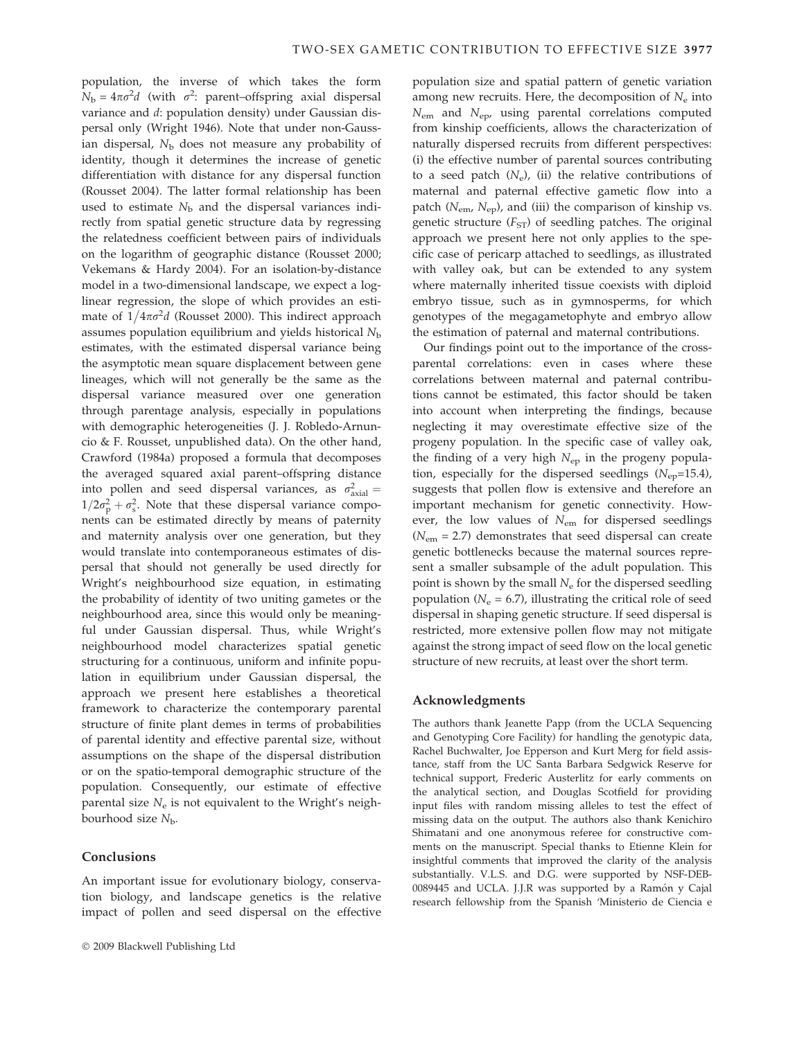population, the inverse of which takes the form $N_b = 4\pi\sigma^2 d$ (with $\sigma^2$: parent–offspring axial dispersal variance and $d$: population density) under Gaussian dispersal only (Wright 1946). Note that under non-Gaussian dispersal, $N_b$ does not measure any probability of identity, though it determines the increase of genetic differentiation with distance for any dispersal function (Rousset 2004). The latter formal relationship has been used to estimate $N_b$ and the dispersal variances indirectly from spatial genetic structure data by regressing the relatedness coefficient between pairs of individuals on the logarithm of geographic distance (Rousset 2000; Vekemans & Hardy 2004). For an isolation-by-distance model in a two-dimensional landscape, we expect a log-linear regression, the slope of which provides an estimate of $1/4\pi\sigma^2 d$ (Rousset 2000). This indirect approach assumes population equilibrium and yields historical $N_b$ estimates, with the estimated dispersal variance being the asymptotic mean square displacement between gene lineages, which will not generally be the same as the dispersal variance measured over one generation through parentage analysis, especially in populations with demographic heterogeneities (J. J. Robledo-Arnuncio & F. Rousset, unpublished data). On the other hand, Crawford (1984a) proposed a formula that decomposes the averaged squared axial parent–offspring distance into pollen and seed dispersal variances, as $\sigma^2_{\text{axial}} = 1/2\sigma^2_p + \sigma^2_s$. Note that these dispersal variance components can be estimated directly by means of paternity and maternity analysis over one generation, but they would translate into contemporaneous estimates of dispersal that should not generally be used directly for Wright's neighbourhood size equation, in estimating the probability of identity of two uniting gametes or the neighbourhood area, since this would only be meaningful under Gaussian dispersal. Thus, while Wright's neighbourhood model characterizes spatial genetic structuring for a continuous, uniform and infinite population in equilibrium under Gaussian dispersal, the approach we present here establishes a theoretical framework to characterize the contemporary parental structure of finite plant demes in terms of probabilities of parental identity and effective parental size, without assumptions on the shape of the dispersal distribution or on the spatio-temporal demographic structure of the population. Consequently, our estimate of effective parental size $N_e$ is not equivalent to the Wright's neighbourhood size $N_b$.

## Conclusions

An important issue for evolutionary biology, conservation biology, and landscape genetics is the relative impact of pollen and seed dispersal on the effective population size and spatial pattern of genetic variation among new recruits. Here, the decomposition of $N_e$ into $N_{em}$ and $N_{ep}$, using parental correlations computed from kinship coefficients, allows the characterization of naturally dispersed recruits from different perspectives: (i) the effective number of parental sources contributing to a seed patch ($N_e$), (ii) the relative contributions of maternal and paternal effective gametic flow into a patch ($N_{em}$, $N_{ep}$), and (iii) the comparison of kinship vs. genetic structure ($F_{ST}$) of seedling patches. The original approach we present here not only applies to the specific case of pericarp attached to seedlings, as illustrated with valley oak, but can be extended to any system where maternally inherited tissue coexists with diploid embryo tissue, such as in gymnosperms, for which genotypes of the megagametophyte and embryo allow the estimation of paternal and maternal contributions.

Our findings point out to the importance of the cross-parental correlations: even in cases where these correlations between maternal and paternal contributions cannot be estimated, this factor should be taken into account when interpreting the findings, because neglecting it may overestimate effective size of the progeny population. In the specific case of valley oak, the finding of a very high $N_{ep}$ in the progeny population, especially for the dispersed seedlings ($N_{ep}$=15.4), suggests that pollen flow is extensive and therefore an important mechanism for genetic connectivity. However, the low values of $N_{em}$ for dispersed seedlings ($N_{em}$ = 2.7) demonstrates that seed dispersal can create genetic bottlenecks because the maternal sources represent a smaller subsample of the adult population. This point is shown by the small $N_e$ for the dispersed seedling population ($N_e$ = 6.7), illustrating the critical role of seed dispersal in shaping genetic structure. If seed dispersal is restricted, more extensive pollen flow may not mitigate against the strong impact of seed flow on the local genetic structure of new recruits, at least over the short term.

## Acknowledgments

The authors thank Jeanette Papp (from the UCLA Sequencing and Genotyping Core Facility) for handling the genotypic data, Rachel Buchwalter, Joe Epperson and Kurt Merg for field assistance, staff from the UC Santa Barbara Sedgwick Reserve for technical support, Frederic Austerlitz for early comments on the analytical section, and Douglas Scotfield for providing input files with random missing alleles to test the effect of missing data on the output. The authors also thank Kenichiro Shimatani and one anonymous referee for constructive comments on the manuscript. Special thanks to Etienne Klein for insightful comments that improved the clarity of the analysis substantially. V.L.S. and D.G. were supported by NSF-DEB-0089445 and UCLA. J.J.R was supported by a Ramón y Cajal research fellowship from the Spanish 'Ministerio de Ciencia e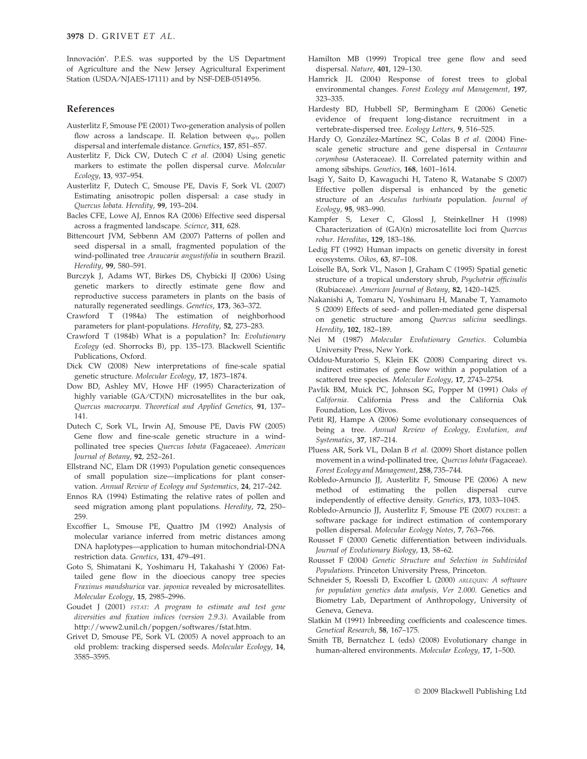Innovación'. P.E.S. was supported by the US Department of Agriculture and the New Jersey Agricultural Experiment Station (USDA/NJAES-17111) and by NSF-DEB-0514956.

## References

Austerlitz F, Smouse PE (2001) Two-generation analysis of pollen flow across a landscape. II. Relation between $\varphi_{\varphi\tau}$, pollen dispersal and interfemale distance. *Genetics*, **157**, 851–857.

Austerlitz F, Dick CW, Dutech C *et al.* (2004) Using genetic markers to estimate the pollen dispersal curve. *Molecular Ecology*, **13**, 937–954.

Austerlitz F, Dutech C, Smouse PE, Davis F, Sork VL (2007) Estimating anisotropic pollen dispersal: a case study in *Quercus lobata*. *Heredity*, **99**, 193–204.

Bacles CFE, Lowe AJ, Ennos RA (2006) Effective seed dispersal across a fragmented landscape. *Science*, **311**, 628.

Bittencourt JVM, Sebbenn AM (2007) Patterns of pollen and seed dispersal in a small, fragmented population of the wind-pollinated tree *Araucaria angustifolia* in southern Brazil. *Heredity*, **99**, 580–591.

Burczyk J, Adams WT, Birkes DS, Chybicki IJ (2006) Using genetic markers to directly estimate gene flow and reproductive success parameters in plants on the basis of naturally regenerated seedlings. *Genetics*, **173**, 363–372.

Crawford T (1984a) The estimation of neighborhood parameters for plant-populations. *Heredity*, **52**, 273–283.

Crawford T (1984b) What is a population? In: *Evolutionary Ecology* (ed. Shorrocks B), pp. 135–173. Blackwell Scientific Publications, Oxford.

Dick CW (2008) New interpretations of fine-scale spatial genetic structure. *Molecular Ecology*, **17**, 1873–1874.

Dow BD, Ashley MV, Howe HF (1995) Characterization of highly variable (GA/CT)(N) microsatellites in the bur oak, *Quercus macrocarpa*. *Theoretical and Applied Genetics*, **91**, 137–141.

Dutech C, Sork VL, Irwin AJ, Smouse PE, Davis FW (2005) Gene flow and fine-scale genetic structure in a wind-pollinated tree species *Quercus lobata* (Fagaceaee). *American Journal of Botany*, **92**, 252–261.

Ellstrand NC, Elam DR (1993) Population genetic consequences of small population size—implications for plant conservation. *Annual Review of Ecology and Systematics*, **24**, 217–242.

Ennos RA (1994) Estimating the relative rates of pollen and seed migration among plant populations. *Heredity*, **72**, 250–259.

Excoffier L, Smouse PE, Quattro JM (1992) Analysis of molecular variance inferred from metric distances among DNA haplotypes—application to human mitochondrial-DNA restriction data. *Genetics*, **131**, 479–491.

Goto S, Shimatani K, Yoshimaru H, Takahashi Y (2006) Fat-tailed gene flow in the dioecious canopy tree species *Fraxinus mandshurica* var. *japonica* revealed by microsatellites. *Molecular Ecology*, **15**, 2985–2996.

Goudet J (2001) *FSTAT: A program to estimate and test gene diversities and fixation indices (version 2.9.3)*. Available from http://www2.unil.ch/popgen/softwares/fstat.htm.

Grivet D, Smouse PE, Sork VL (2005) A novel approach to an old problem: tracking dispersed seeds. *Molecular Ecology*, **14**, 3585–3595.

Hamilton MB (1999) Tropical tree gene flow and seed dispersal. *Nature*, **401**, 129–130.

Hamrick JL (2004) Response of forest trees to global environmental changes. *Forest Ecology and Management*, **197**, 323–335.

Hardesty BD, Hubbell SP, Bermingham E (2006) Genetic evidence of frequent long-distance recruitment in a vertebrate-dispersed tree. *Ecology Letters*, **9**, 516–525.

Hardy O, González-Martínez SC, Colas B *et al.* (2004) Fine-scale genetic structure and gene dispersal in *Centaurea corymbosa* (Asteraceae). II. Correlated paternity within and among sibships. *Genetics*, **168**, 1601–1614.

Isagi Y, Saito D, Kawaguchi H, Tateno R, Watanabe S (2007) Effective pollen dispersal is enhanced by the genetic structure of an *Aesculus turbinata* population. *Journal of Ecology*, **95**, 983–990.

Kampfer S, Lexer C, Glossl J, Steinkellner H (1998) Characterization of (GA)(n) microsatellite loci from *Quercus robur*. *Hereditas*, **129**, 183–186.

Ledig FT (1992) Human impacts on genetic diversity in forest ecosystems. *Oikos*, **63**, 87–108.

Loiselle BA, Sork VL, Nason J, Graham C (1995) Spatial genetic structure of a tropical understory shrub, *Psychotria officinalis* (Rubiaceae). *American Journal of Botany*, **82**, 1420–1425.

Nakanishi A, Tomaru N, Yoshimaru H, Manabe T, Yamamoto S (2009) Effects of seed- and pollen-mediated gene dispersal on genetic structure among *Quercus salicina* seedlings. *Heredity*, **102**, 182–189.

Nei M (1987) *Molecular Evolutionary Genetics*. Columbia University Press, New York.

Oddou-Muratorio S, Klein EK (2008) Comparing direct vs. indirect estimates of gene flow within a population of a scattered tree species. *Molecular Ecology*, **17**, 2743–2754.

Pavlik BM, Muick PC, Johnson SG, Popper M (1991) *Oaks of California*. California Press and the California Oak Foundation, Los Olivos.

Petit RJ, Hampe A (2006) Some evolutionary consequences of being a tree. *Annual Review of Ecology, Evolution, and Systematics*, **37**, 187–214.

Pluess AR, Sork VL, Dolan B *et al.* (2009) Short distance pollen movement in a wind-pollinated tree, *Quercus lobata* (Fagaceae). *Forest Ecology and Management*, **258**, 735–744.

Robledo-Arnuncio JJ, Austerlitz F, Smouse PE (2006) A new method of estimating the pollen dispersal curve independently of effective density. *Genetics*, **173**, 1033–1045.

Robledo-Arnuncio JJ, Austerlitz F, Smouse PE (2007) POLDIST: a software package for indirect estimation of contemporary pollen dispersal. *Molecular Ecology Notes*, **7**, 763–766.

Rousset F (2000) Genetic differentiation between individuals. *Journal of Evolutionary Biology*, **13**, 58–62.

Rousset F (2004) *Genetic Structure and Selection in Subdivided Populations*. Princeton University Press, Princeton.

Schneider S, Roessli D, Excoffier L (2000) *ARLEQUIN: A software for population genetics data analysis, Ver 2.000*. Genetics and Biometry Lab, Department of Anthropology, University of Geneva, Geneva.

Slatkin M (1991) Inbreeding coefficients and coalescence times. *Genetical Research*, **58**, 167–175.

Smith TB, Bernatchez L (eds) (2008) Evolutionary change in human-altered environments. *Molecular Ecology*, **17**, 1–500.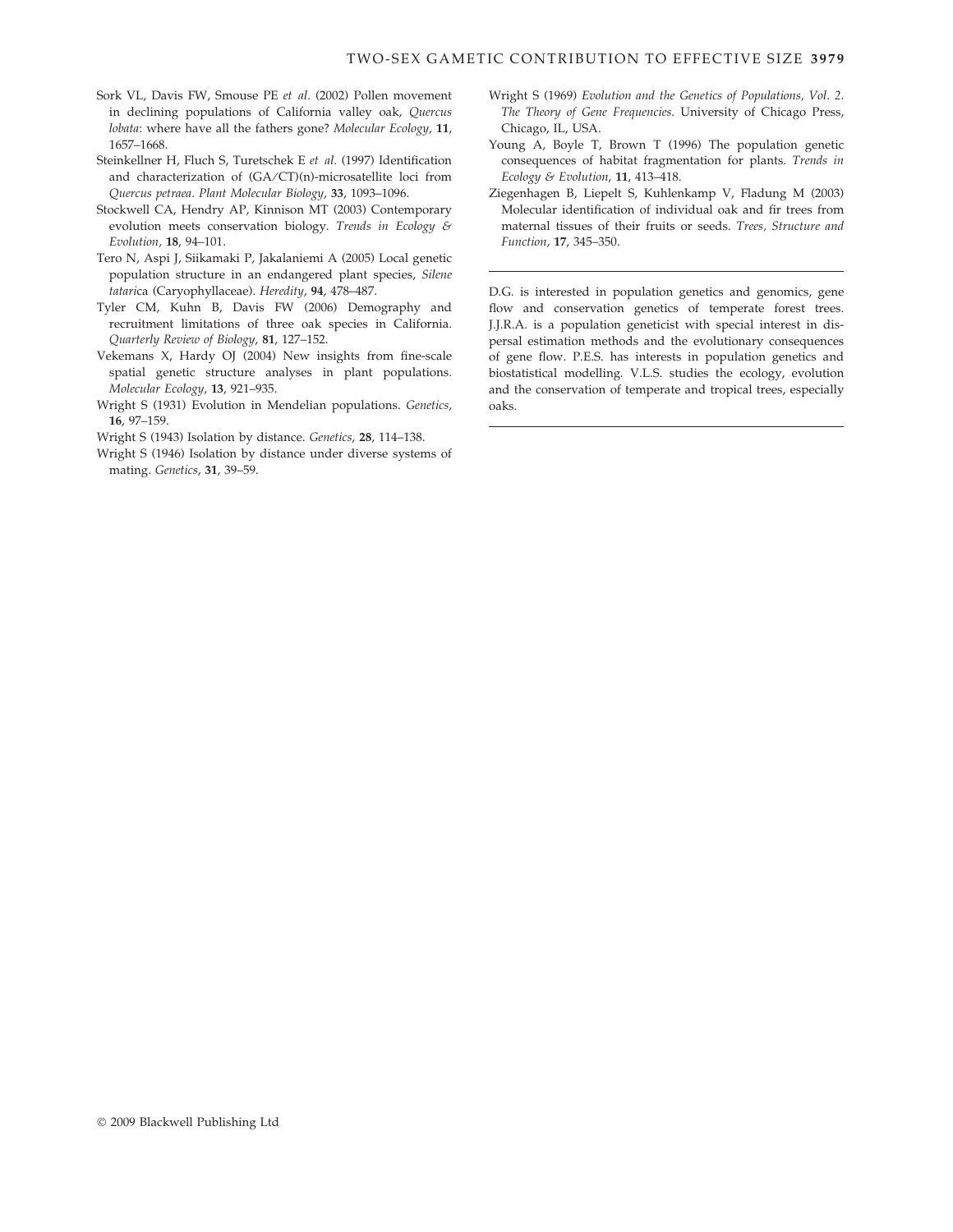Sork VL, Davis FW, Smouse PE *et al.* (2002) Pollen movement in declining populations of California valley oak, *Quercus lobata*: where have all the fathers gone? *Molecular Ecology*, **11**, 1657–1668.

Steinkellner H, Fluch S, Turetschek E *et al.* (1997) Identification and characterization of (GA/CT)(n)-microsatellite loci from *Quercus petraea*. *Plant Molecular Biology*, **33**, 1093–1096.

Stockwell CA, Hendry AP, Kinnison MT (2003) Contemporary evolution meets conservation biology. *Trends in Ecology & Evolution*, **18**, 94–101.

Tero N, Aspi J, Siikamaki P, Jakalaniemi A (2005) Local genetic population structure in an endangered plant species, *Silene tatarica* (Caryophyllaceae). *Heredity*, **94**, 478–487.

Tyler CM, Kuhn B, Davis FW (2006) Demography and recruitment limitations of three oak species in California. *Quarterly Review of Biology*, **81**, 127–152.

Vekemans X, Hardy OJ (2004) New insights from fine-scale spatial genetic structure analyses in plant populations. *Molecular Ecology*, **13**, 921–935.

Wright S (1931) Evolution in Mendelian populations. *Genetics*, **16**, 97–159.

Wright S (1943) Isolation by distance. *Genetics*, **28**, 114–138.

Wright S (1946) Isolation by distance under diverse systems of mating. *Genetics*, **31**, 39–59.

Wright S (1969) *Evolution and the Genetics of Populations, Vol. 2. The Theory of Gene Frequencies*. University of Chicago Press, Chicago, IL, USA.

Young A, Boyle T, Brown T (1996) The population genetic consequences of habitat fragmentation for plants. *Trends in Ecology & Evolution*, **11**, 413–418.

Ziegenhagen B, Liepelt S, Kuhlenkamp V, Fladung M (2003) Molecular identification of individual oak and fir trees from maternal tissues of their fruits or seeds. *Trees, Structure and Function*, **17**, 345–350.

---

D.G. is interested in population genetics and genomics, gene flow and conservation genetics of temperate forest trees. J.J.R.A. is a population geneticist with special interest in dispersal estimation methods and the evolutionary consequences of gene flow. P.E.S. has interests in population genetics and biostatistical modelling. V.L.S. studies the ecology, evolution and the conservation of temperate and tropical trees, especially oaks.

---